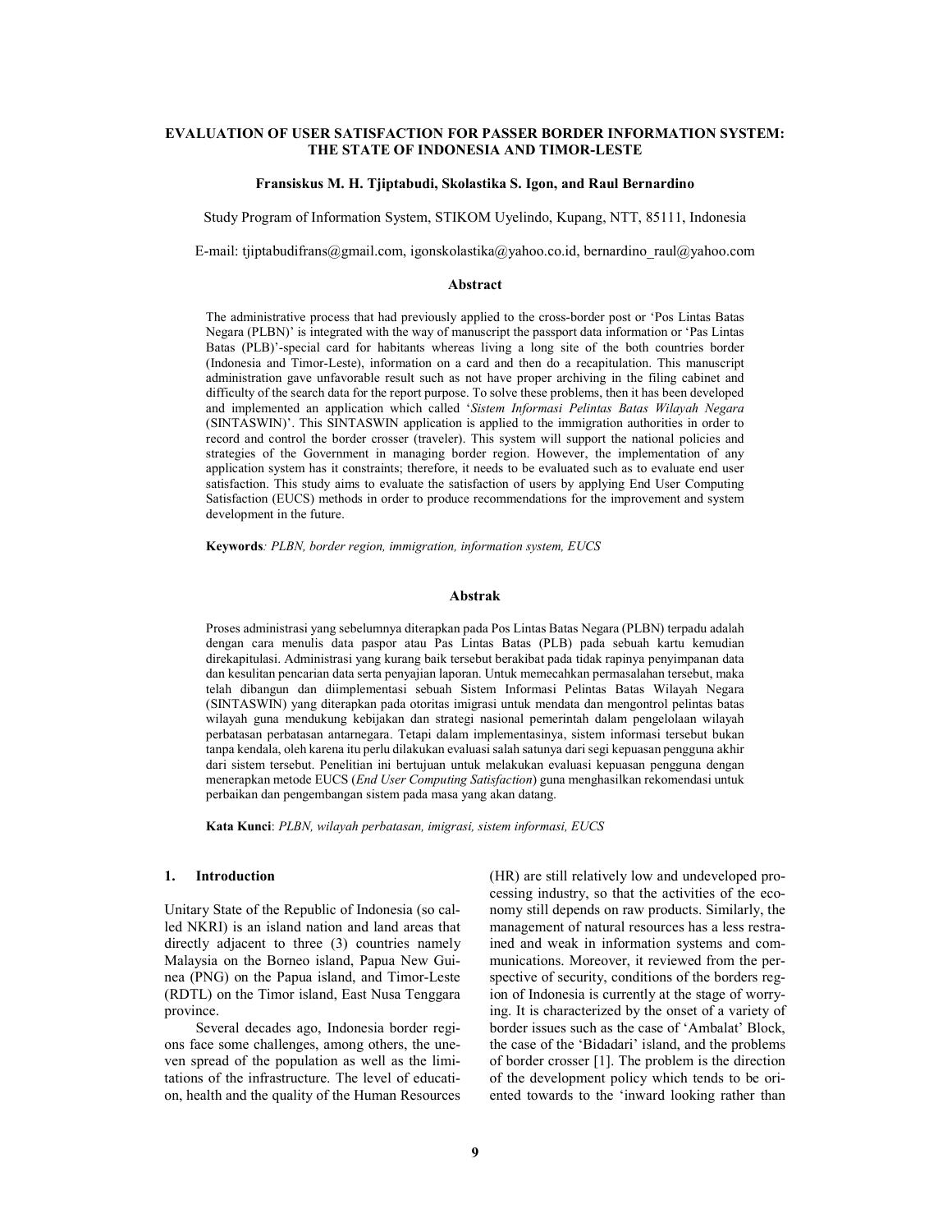# EVALUATION OF USER SATISFACTION FOR PASSER BORDER INFORMATION SYSTEM: THE STATE OF INDONESIA AND TIMOR-LESTE

**Fransiskus M. H. Tjiptabudi, Skolastika S. Igon, and Raul Bernardino**

Study Program of Information System, STIKOM Uyelindo, Kupang, NTT, 85111, Indonesia

E-mail: tjiptabudifrans@gmail.com, igonskolastika@yahoo.co.id, bernardino_raul@yahoo.com

## Abstract

The administrative process that had previously applied to the cross-border post or 'Pos Lintas Batas Negara (PLBN)' is integrated with the way of manuscript the passport data information or 'Pas Lintas Batas (PLB)'-special card for habitants whereas living a long site of the both countries border (Indonesia and Timor-Leste), information on a card and then do a recapitulation. This manuscript administration gave unfavorable result such as not have proper archiving in the filing cabinet and difficulty of the search data for the report purpose. To solve these problems, then it has been developed and implemented an application which called '*Sistem Informasi Pelintas Batas Wilayah Negara* (SINTASWIN)'. This SINTASWIN application is applied to the immigration authorities in order to record and control the border crosser (traveler). This system will support the national policies and strategies of the Government in managing border region. However, the implementation of any application system has it constraints; therefore, it needs to be evaluated such as to evaluate end user satisfaction. This study aims to evaluate the satisfaction of users by applying End User Computing Satisfaction (EUCS) methods in order to produce recommendations for the improvement and system development in the future.

**Keywords**: *PLBN, border region, immigration, information system, EUCS*

## Abstrak

Proses administrasi yang sebelumnya diterapkan pada Pos Lintas Batas Negara (PLBN) terpadu adalah dengan cara menulis data paspor atau Pas Lintas Batas (PLB) pada sebuah kartu kemudian direkapitulasi. Administrasi yang kurang baik tersebut berakibat pada tidak rapinya penyimpanan data dan kesulitan pencarian data serta penyajian laporan. Untuk memecahkan permasalahan tersebut, maka telah dibangun dan diimplementasi sebuah Sistem Informasi Pelintas Batas Wilayah Negara (SINTASWIN) yang diterapkan pada otoritas imigrasi untuk mendata dan mengontrol pelintas batas wilayah guna mendukung kebijakan dan strategi nasional pemerintah dalam pengelolaan wilayah perbatasan perbatasan antarnegara. Tetapi dalam implementasinya, sistem informasi tersebut bukan tanpa kendala, oleh karena itu perlu dilakukan evaluasi salah satunya dari segi kepuasan pengguna akhir dari sistem tersebut. Penelitian ini bertujuan untuk melakukan evaluasi kepuasan pengguna dengan menerapkan metode EUCS (*End User Computing Satisfaction*) guna menghasilkan rekomendasi untuk perbaikan dan pengembangan sistem pada masa yang akan datang.

**Kata Kunci**: *PLBN, wilayah perbatasan, imigrasi, sistem informasi, EUCS*

## 1. Introduction

Unitary State of the Republic of Indonesia (so called NKRI) is an island nation and land areas that directly adjacent to three (3) countries namely Malaysia on the Borneo island, Papua New Guinea (PNG) on the Papua island, and Timor-Leste (RDTL) on the Timor island, East Nusa Tenggara province.

Several decades ago, Indonesia border regions face some challenges, among others, the uneven spread of the population as well as the limitations of the infrastructure. The level of education, health and the quality of the Human Resources (HR) are still relatively low and undeveloped processing industry, so that the activities of the economy still depends on raw products. Similarly, the management of natural resources has a less restrained and weak in information systems and communications. Moreover, it reviewed from the perspective of security, conditions of the borders region of Indonesia is currently at the stage of worrying. It is characterized by the onset of a variety of border issues such as the case of 'Ambalat' Block, the case of the 'Bidadari' island, and the problems of border crosser [1]. The problem is the direction of the development policy which tends to be oriented towards to the 'inward looking rather than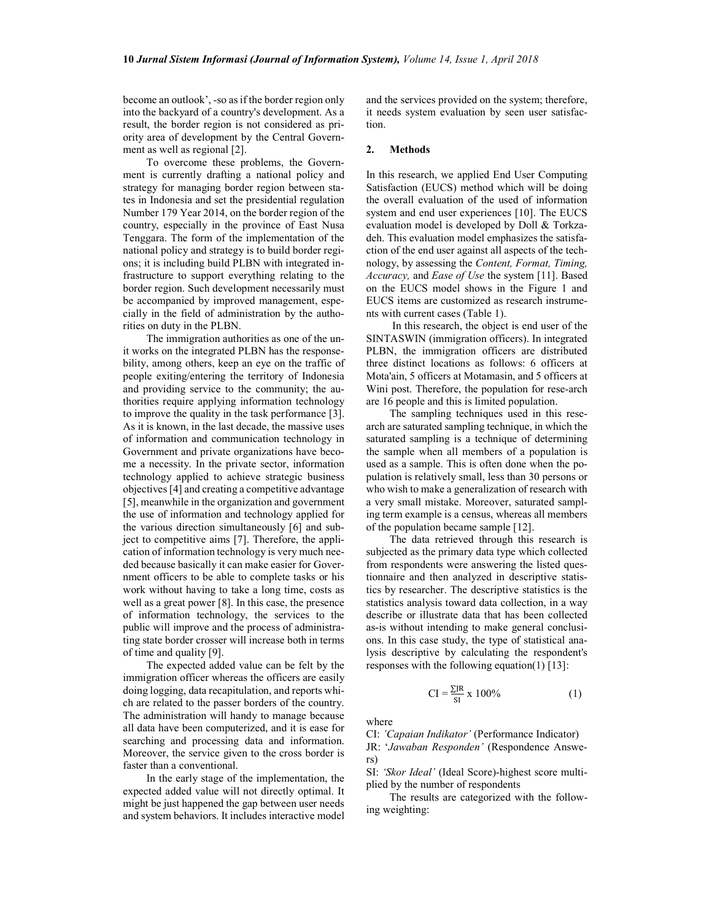become an outlook', -so as if the border region only into the backyard of a country's development. As a result, the border region is not considered as priority area of development by the Central Government as well as regional [2].

To overcome these problems, the Government is currently drafting a national policy and strategy for managing border region between states in Indonesia and set the presidential regulation Number 179 Year 2014, on the border region of the country, especially in the province of East Nusa Tenggara. The form of the implementation of the national policy and strategy is to build border regions; it is including build PLBN with integrated infrastructure to support everything relating to the border region. Such development necessarily must be accompanied by improved management, especially in the field of administration by the authorities on duty in the PLBN.

The immigration authorities as one of the unit works on the integrated PLBN has the responsebility, among others, keep an eye on the traffic of people exiting/entering the territory of Indonesia and providing service to the community; the authorities require applying information technology to improve the quality in the task performance [3]. As it is known, in the last decade, the massive uses of information and communication technology in Government and private organizations have become a necessity. In the private sector, information technology applied to achieve strategic business objectives [4] and creating a competitive advantage [5], meanwhile in the organization and government the use of information and technology applied for the various direction simultaneously [6] and subject to competitive aims [7]. Therefore, the application of information technology is very much needed because basically it can make easier for Government officers to be able to complete tasks or his work without having to take a long time, costs as well as a great power [8]. In this case, the presence of information technology, the services to the public will improve and the process of administrating state border crosser will increase both in terms of time and quality [9].

The expected added value can be felt by the immigration officer whereas the officers are easily doing logging, data recapitulation, and reports which are related to the passer borders of the country. The administration will handy to manage because all data have been computerized, and it is ease for searching and processing data and information. Moreover, the service given to the cross border is faster than a conventional.

In the early stage of the implementation, the expected added value will not directly optimal. It might be just happened the gap between user needs and system behaviors. It includes interactive model and the services provided on the system; therefore, it needs system evaluation by seen user satisfaction.

## 2. Methods

In this research, we applied End User Computing Satisfaction (EUCS) method which will be doing the overall evaluation of the used of information system and end user experiences [10]. The EUCS evaluation model is developed by Doll & Torkzadeh. This evaluation model emphasizes the satisfaction of the end user against all aspects of the technology, by assessing the *Content, Format, Timing, Accuracy,* and *Ease of Use* the system [11]. Based on the EUCS model shows in the Figure 1 and EUCS items are customized as research instruments with current cases (Table 1).

In this research, the object is end user of the SINTASWIN (immigration officers). In integrated PLBN, the immigration officers are distributed three distinct locations as follows: 6 officers at Mota'ain, 5 officers at Motamasin, and 5 officers at Wini post. Therefore, the population for rese-arch are 16 people and this is limited population.

The sampling techniques used in this research are saturated sampling technique, in which the saturated sampling is a technique of determining the sample when all members of a population is used as a sample. This is often done when the population is relatively small, less than 30 persons or who wish to make a generalization of research with a very small mistake. Moreover, saturated sampling term example is a census, whereas all members of the population became sample [12].

The data retrieved through this research is subjected as the primary data type which collected from respondents were answering the listed questionnaire and then analyzed in descriptive statistics by researcher. The descriptive statistics is the statistics analysis toward data collection, in a way describe or illustrate data that has been collected as-is without intending to make general conclusions. In this case study, the type of statistical analysis descriptive by calculating the respondent's responses with the following equation(1) [13]:

$$\mathrm{CI} = \frac{\sum \mathrm{JR}}{\mathrm{SI}} \times 100\% \qquad (1)$$

where

CI: *'Capaian Indikator'* (Performance Indicator)

JR: '*Jawaban Responden'* (Respondence Answers)

SI: *'Skor Ideal'* (Ideal Score)-highest score multiplied by the number of respondents

The results are categorized with the following weighting: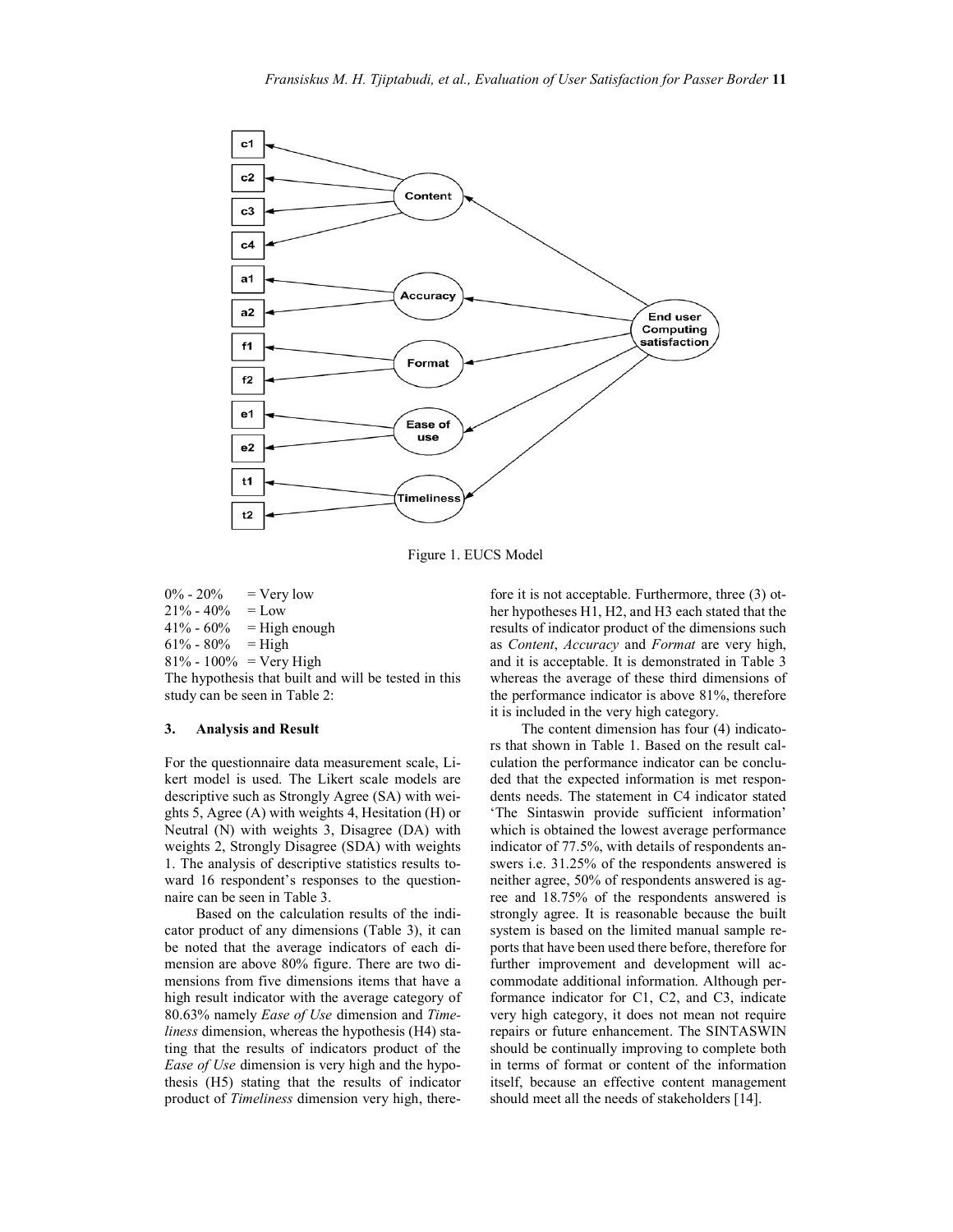Figure 1. EUCS Model

0% - 20% = Very low
21% - 40% = Low
41% - 60% = High enough
61% - 80% = High
81% - 100% = Very High

The hypothesis that built and will be tested in this study can be seen in Table 2:

## 3. Analysis and Result

For the questionnaire data measurement scale, Likert model is used. The Likert scale models are descriptive such as Strongly Agree (SA) with weights 5, Agree (A) with weights 4, Hesitation (H) or Neutral (N) with weights 3, Disagree (DA) with weights 2, Strongly Disagree (SDA) with weights 1. The analysis of descriptive statistics results toward 16 respondent's responses to the questionnaire can be seen in Table 3.

Based on the calculation results of the indicator product of any dimensions (Table 3), it can be noted that the average indicators of each dimension are above 80% figure. There are two dimensions from five dimensions items that have a high result indicator with the average category of 80.63% namely *Ease of Use* dimension and *Timeliness* dimension, whereas the hypothesis (H4) stating that the results of indicators product of the *Ease of Use* dimension is very high and the hypothesis (H5) stating that the results of indicator product of *Timeliness* dimension very high, therefore it is not acceptable. Furthermore, three (3) other hypotheses H1, H2, and H3 each stated that the results of indicator product of the dimensions such as *Content*, *Accuracy* and *Format* are very high, and it is acceptable. It is demonstrated in Table 3 whereas the average of these third dimensions of the performance indicator is above 81%, therefore it is included in the very high category.

The content dimension has four (4) indicators that shown in Table 1. Based on the result calculation the performance indicator can be concluded that the expected information is met respondents needs. The statement in C4 indicator stated 'The Sintaswin provide sufficient information' which is obtained the lowest average performance indicator of 77.5%, with details of respondents answers i.e. 31.25% of the respondents answered is neither agree, 50% of respondents answered is agree and 18.75% of the respondents answered is strongly agree. It is reasonable because the built system is based on the limited manual sample reports that have been used there before, therefore for further improvement and development will accommodate additional information. Although performance indicator for C1, C2, and C3, indicate very high category, it does not mean not require repairs or future enhancement. The SINTASWIN should be continually improving to complete both in terms of format or content of the information itself, because an effective content management should meet all the needs of stakeholders [14].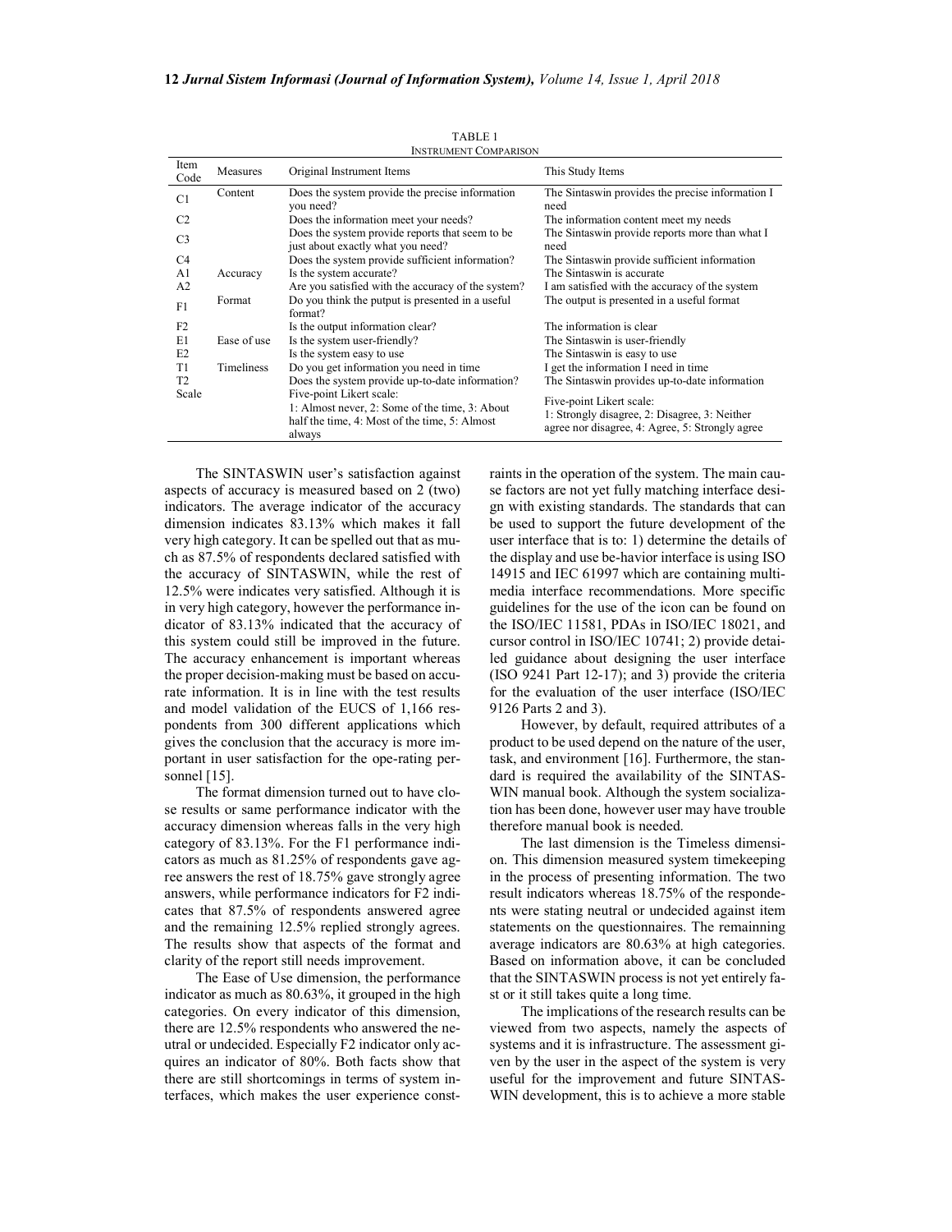TABLE 1
INSTRUMENT COMPARISON

| Item Code | Measures | Original Instrument Items | This Study Items |
|---|---|---|---|
| C1 | Content | Does the system provide the precise information you need? | The Sintaswin provides the precise information I need |
| C2 | | Does the information meet your needs? | The information content meet my needs |
| C3 | | Does the system provide reports that seem to be just about exactly what you need? | The Sintaswin provide reports more than what I need |
| C4 | | Does the system provide sufficient information? | The Sintaswin provide sufficient information |
| A1 | Accuracy | Is the system accurate? | The Sintaswin is accurate |
| A2 | | Are you satisfied with the accuracy of the system? | I am satisfied with the accuracy of the system |
| F1 | Format | Do you think the putput is presented in a useful format? | The output is presented in a useful format |
| F2 | | Is the output information clear? | The information is clear |
| E1 | Ease of use | Is the system user-friendly? | The Sintaswin is user-friendly |
| E2 | | Is the system easy to use | The Sintaswin is easy to use |
| T1 | Timeliness | Do you get information you need in time | I get the information I need in time |
| T2 | | Does the system provide up-to-date information? | The Sintaswin provides up-to-date information |
| Scale | | Five-point Likert scale: 1: Almost never, 2: Some of the time, 3: About half the time, 4: Most of the time, 5: Almost always | Five-point Likert scale: 1: Strongly disagree, 2: Disagree, 3: Neither agree nor disagree, 4: Agree, 5: Strongly agree |

The SINTASWIN user's satisfaction against aspects of accuracy is measured based on 2 (two) indicators. The average indicator of the accuracy dimension indicates 83.13% which makes it fall very high category. It can be spelled out that as much as 87.5% of respondents declared satisfied with the accuracy of SINTASWIN, while the rest of 12.5% were indicates very satisfied. Although it is in very high category, however the performance indicator of 83.13% indicated that the accuracy of this system could still be improved in the future. The accuracy enhancement is important whereas the proper decision-making must be based on accurate information. It is in line with the test results and model validation of the EUCS of 1,166 respondents from 300 different applications which gives the conclusion that the accuracy is more important in user satisfaction for the ope-rating personnel [15].

The format dimension turned out to have close results or same performance indicator with the accuracy dimension whereas falls in the very high category of 83.13%. For the F1 performance indicators as much as 81.25% of respondents gave agree answers the rest of 18.75% gave strongly agree answers, while performance indicators for F2 indicates that 87.5% of respondents answered agree and the remaining 12.5% replied strongly agrees. The results show that aspects of the format and clarity of the report still needs improvement.

The Ease of Use dimension, the performance indicator as much as 80.63%, it grouped in the high categories. On every indicator of this dimension, there are 12.5% respondents who answered the neutral or undecided. Especially F2 indicator only acquires an indicator of 80%. Both facts show that there are still shortcomings in terms of system interfaces, which makes the user experience constraints in the operation of the system. The main cause factors are not yet fully matching interface design with existing standards. The standards that can be used to support the future development of the user interface that is to: 1) determine the details of the display and use be-havior interface is using ISO 14915 and IEC 61997 which are containing multimedia interface recommendations. More specific guidelines for the use of the icon can be found on the ISO/IEC 11581, PDAs in ISO/IEC 18021, and cursor control in ISO/IEC 10741; 2) provide detailed guidance about designing the user interface (ISO 9241 Part 12-17); and 3) provide the criteria for the evaluation of the user interface (ISO/IEC 9126 Parts 2 and 3).

However, by default, required attributes of a product to be used depend on the nature of the user, task, and environment [16]. Furthermore, the standard is required the availability of the SINTASWIN manual book. Although the system socialization has been done, however user may have trouble therefore manual book is needed.

The last dimension is the Timeless dimension. This dimension measured system timekeeping in the process of presenting information. The two result indicators whereas 18.75% of the respondents were stating neutral or undecided against item statements on the questionnaires. The remainning average indicators are 80.63% at high categories. Based on information above, it can be concluded that the SINTASWIN process is not yet entirely fast or it still takes quite a long time.

The implications of the research results can be viewed from two aspects, namely the aspects of systems and it is infrastructure. The assessment given by the user in the aspect of the system is very useful for the improvement and future SINTASWIN development, this is to achieve a more stable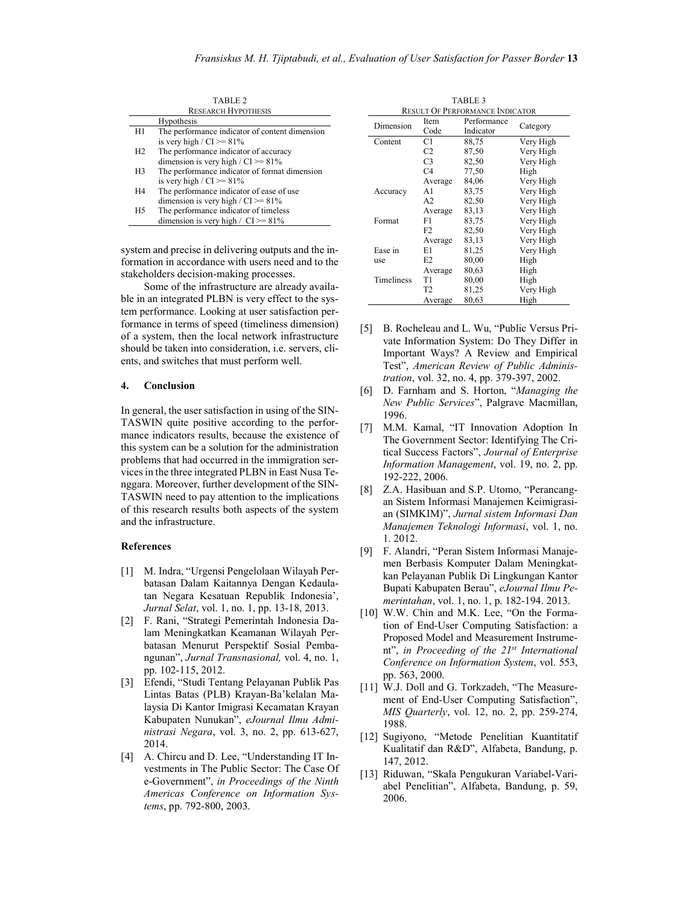TABLE 2
RESEARCH HYPOTHESIS

| | Hypothesis |
|---|---|
| H1 | The performance indicator of content dimension is very high / CI >= 81% |
| H2 | The performance indicator of accuracy dimension is very high / CI >= 81% |
| H3 | The performance indicator of format dimension is very high / CI >= 81% |
| H4 | The performance indicator of ease of use dimension is very high / CI >= 81% |
| H5 | The performance indicator of timeless dimension is very high / CI >= 81% |

system and precise in delivering outputs and the information in accordance with users need and to the stakeholders decision-making processes.

Some of the infrastructure are already available in an integrated PLBN is very effect to the system performance. Looking at user satisfaction performance in terms of speed (timeliness dimension) of a system, then the local network infrastructure should be taken into consideration, i.e. servers, clients, and switches that must perform well.

## 4. Conclusion

In general, the user satisfaction in using of the SINTASWIN quite positive according to the performance indicators results, because the existence of this system can be a solution for the administration problems that had occurred in the immigration services in the three integrated PLBN in East Nusa Tenggara. Moreover, further development of the SINTASWIN need to pay attention to the implications of this research results both aspects of the system and the infrastructure.

TABLE 3
RESULT OF PERFORMANCE INDICATOR

| Dimension | Item Code | Performance Indicator | Category |
|---|---|---|---|
| Content | C1 | 88,75 | Very High |
| | C2 | 87,50 | Very High |
| | C3 | 82,50 | Very High |
| | C4 | 77,50 | High |
| | Average | 84,06 | Very High |
| Accuracy | A1 | 83,75 | Very High |
| | A2 | 82,50 | Very High |
| | Average | 83,13 | Very High |
| Format | F1 | 83,75 | Very High |
| | F2 | 82,50 | Very High |
| | Average | 83,13 | Very High |
| Ease in use | E1 | 81,25 | Very High |
| | E2 | 80,00 | High |
| | Average | 80,63 | High |
| Timeliness | T1 | 80,00 | High |
| | T2 | 81,25 | Very High |
| | Average | 80,63 | High |

## References

[1] M. Indra, "Urgensi Pengelolaan Wilayah Perbatasan Dalam Kaitannya Dengan Kedaulatan Negara Kesatuan Republik Indonesia', *Jurnal Selat*, vol. 1, no. 1, pp. 13-18, 2013.

[2] F. Rani, "Strategi Pemerintah Indonesia Dalam Meningkatkan Keamanan Wilayah Perbatasan Menurut Perspektif Sosial Pembangunan", *Jurnal Transnasional,* vol. 4, no. 1, pp. 102-115, 2012.

[3] Efendi, "Studi Tentang Pelayanan Publik Pas Lintas Batas (PLB) Krayan-Ba'kelalan Malaysia Di Kantor Imigrasi Kecamatan Krayan Kabupaten Nunukan", *eJournal Ilmu Administrasi Negara*, vol. 3, no. 2, pp. 613-627, 2014.

[4] A. Chircu and D. Lee, "Understanding IT Investments in The Public Sector: The Case Of e-Government", *in Proceedings of the Ninth Americas Conference on Information Systems*, pp. 792-800, 2003.

[5] B. Rocheleau and L. Wu, "Public Versus Private Information System: Do They Differ in Important Ways? A Review and Empirical Test", *American Review of Public Administration*, vol. 32, no. 4, pp. 379-397, 2002.

[6] D. Farnham and S. Horton, "*Managing the New Public Services*", Palgrave Macmillan, 1996.

[7] M.M. Kamal, "IT Innovation Adoption In The Government Sector: Identifying The Critical Success Factors", *Journal of Enterprise Information Management*, vol. 19, no. 2, pp. 192-222, 2006.

[8] Z.A. Hasibuan and S.P. Utomo, "Perancangan Sistem Informasi Manajemen Keimigrasian (SIMKIM)", *Jurnal sistem Informasi Dan Manajemen Teknologi Informasi*, vol. 1, no. 1. 2012.

[9] F. Alandri, "Peran Sistem Informasi Manajemen Berbasis Komputer Dalam Meningkatkan Pelayanan Publik Di Lingkungan Kantor Bupati Kabupaten Berau", *eJournal Ilmu Pemerintahan*, vol. 1, no. 1, p. 182-194. 2013.

[10] W.W. Chin and M.K. Lee, "On the Formation of End-User Computing Satisfaction: a Proposed Model and Measurement Instrument", *in Proceeding of the 21st International Conference on Information System*, vol. 553, pp. 563, 2000.

[11] W.J. Doll and G. Torkzadeh, "The Measurement of End-User Computing Satisfaction", *MIS Quarterly*, vol. 12, no. 2, pp. 259-274, 1988.

[12] Sugiyono, "Metode Penelitian Kuantitatif Kualitatif dan R&D", Alfabeta, Bandung, p. 147, 2012.

[13] Riduwan, "Skala Pengukuran Variabel-Variabel Penelitian", Alfabeta, Bandung, p. 59, 2006.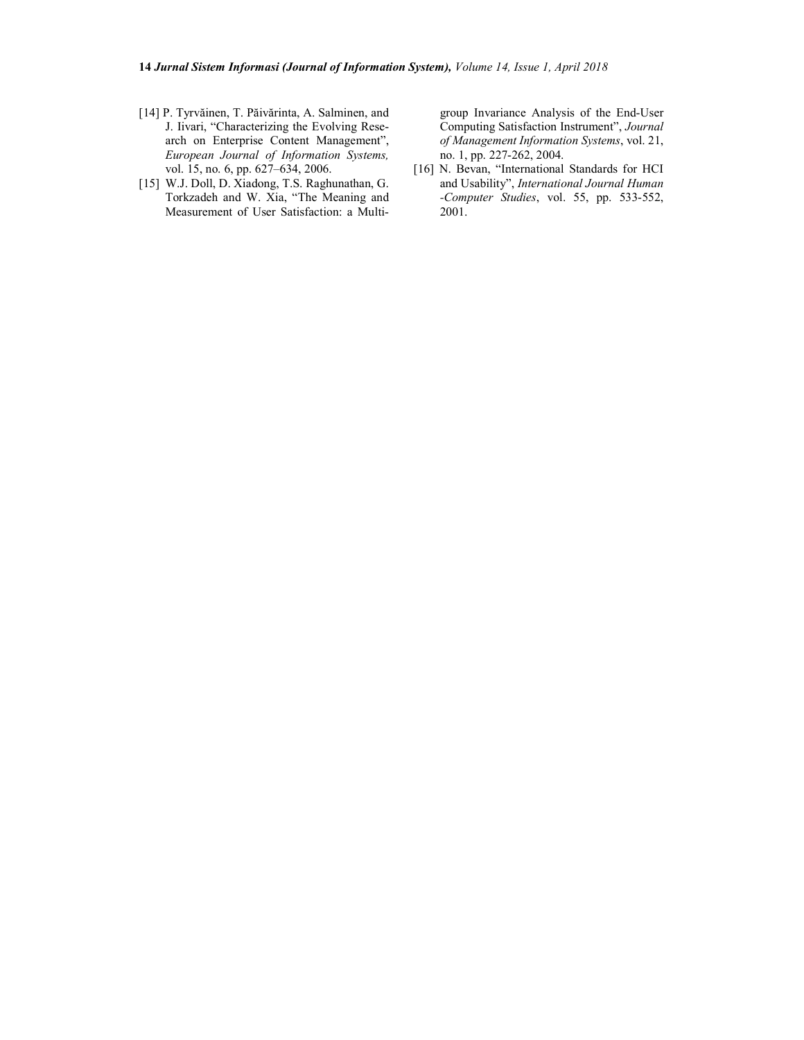[14] P. Tyrväinen, T. Päivärinta, A. Salminen, and J. Iivari, "Characterizing the Evolving Research on Enterprise Content Management", *European Journal of Information Systems,* vol. 15, no. 6, pp. 627–634, 2006.

[15] W.J. Doll, D. Xiadong, T.S. Raghunathan, G. Torkzadeh and W. Xia, "The Meaning and Measurement of User Satisfaction: a Multi-group Invariance Analysis of the End-User Computing Satisfaction Instrument", *Journal of Management Information Systems*, vol. 21, no. 1, pp. 227-262, 2004.

[16] N. Bevan, "International Standards for HCI and Usability", *International Journal Human -Computer Studies*, vol. 55, pp. 533-552, 2001.